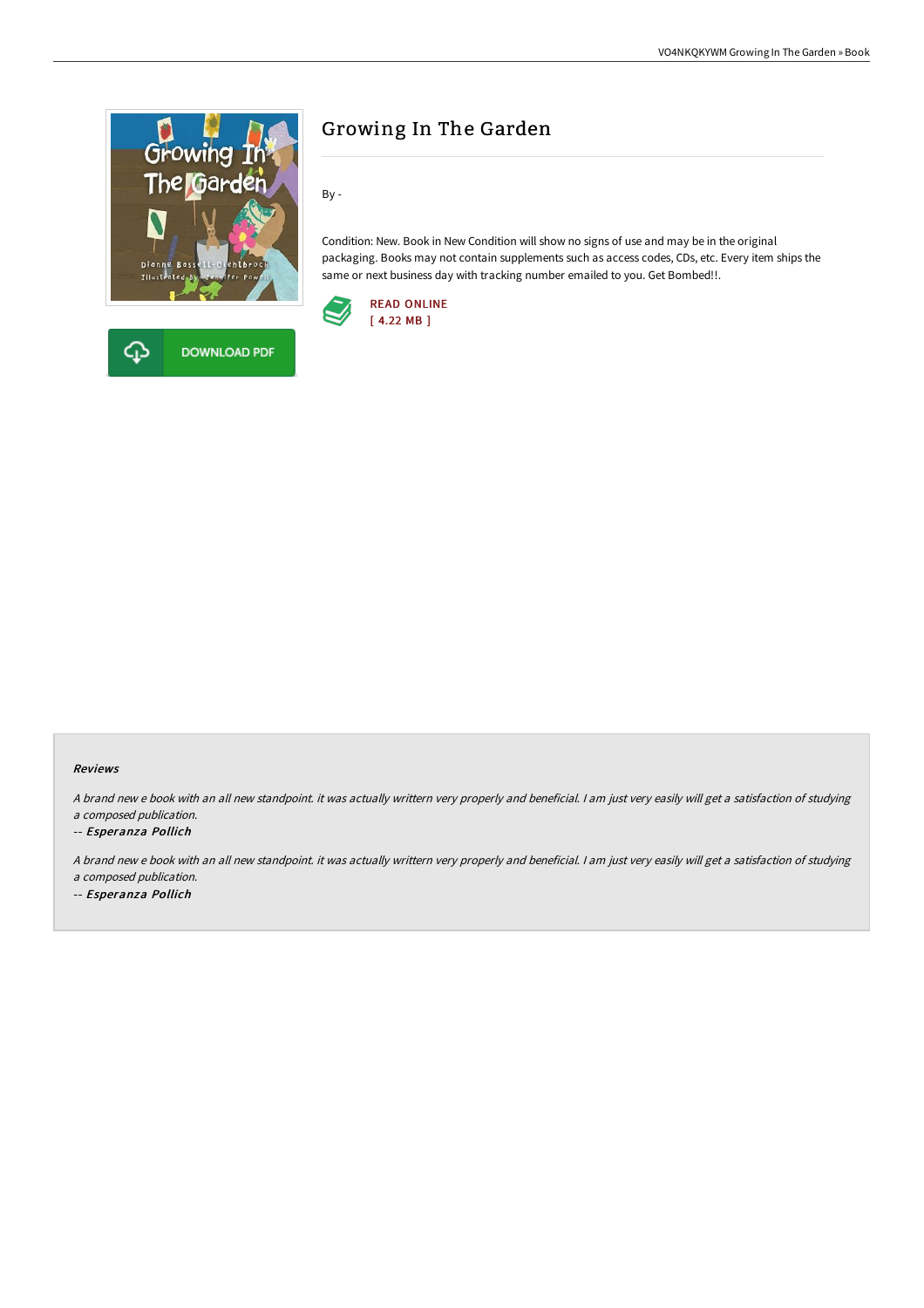# Growing In The Garden

By -

Condition: New. Book in New Condition will show no signs of use and may be in the original packaging. Books may not contain supplements such as access codes, CDs, etc. Every item ships the same or next business day with tracking number emailed to you. Get Bombed!!.

READ ONLINE
[ 4.22 MB ]

DOWNLOAD PDF

#### Reviews

*A brand new e book with an all new standpoint. it was actually writtern very properly and beneficial. I am just very easily will get a satisfaction of studying a composed publication.*

-- ***Esperanza Pollich***

*A brand new e book with an all new standpoint. it was actually writtern very properly and beneficial. I am just very easily will get a satisfaction of studying a composed publication.*

-- ***Esperanza Pollich***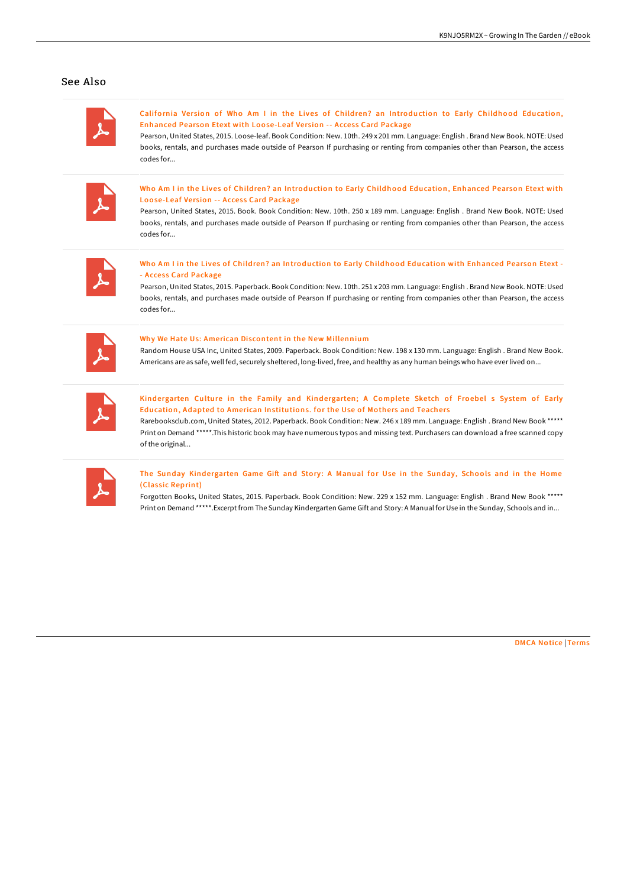## See Also

**California Version of Who Am I in the Lives of Children? an Introduction to Early Childhood Education, Enhanced Pearson Etext with Loose-Leaf Version -- Access Card Package**

Pearson, United States, 2015. Loose-leaf. Book Condition: New. 10th. 249 x 201 mm. Language: English . Brand New Book. NOTE: Used books, rentals, and purchases made outside of Pearson If purchasing or renting from companies other than Pearson, the access codes for...

**Who Am I in the Lives of Children? an Introduction to Early Childhood Education, Enhanced Pearson Etext with Loose-Leaf Version -- Access Card Package**

Pearson, United States, 2015. Book. Book Condition: New. 10th. 250 x 189 mm. Language: English . Brand New Book. NOTE: Used books, rentals, and purchases made outside of Pearson If purchasing or renting from companies other than Pearson, the access codes for...

**Who Am I in the Lives of Children? an Introduction to Early Childhood Education with Enhanced Pearson Etext -- Access Card Package**

Pearson, United States, 2015. Paperback. Book Condition: New. 10th. 251 x 203 mm. Language: English . Brand New Book. NOTE: Used books, rentals, and purchases made outside of Pearson If purchasing or renting from companies other than Pearson, the access codes for...

**Why We Hate Us: American Discontent in the New Millennium**

Random House USA Inc, United States, 2009. Paperback. Book Condition: New. 198 x 130 mm. Language: English . Brand New Book. Americans are as safe, well fed, securely sheltered, long-lived, free, and healthy as any human beings who have ever lived on...

**Kindergarten Culture in the Family and Kindergarten; A Complete Sketch of Froebel s System of Early Education, Adapted to American Institutions. for the Use of Mothers and Teachers**

Rarebooksclub.com, United States, 2012. Paperback. Book Condition: New. 246 x 189 mm. Language: English . Brand New Book ***** Print on Demand *****.This historic book may have numerous typos and missing text. Purchasers can download a free scanned copy of the original...

**The Sunday Kindergarten Game Gift and Story: A Manual for Use in the Sunday, Schools and in the Home (Classic Reprint)**

Forgotten Books, United States, 2015. Paperback. Book Condition: New. 229 x 152 mm. Language: English . Brand New Book ***** Print on Demand *****.Excerpt from The Sunday Kindergarten Game Gift and Story: A Manual for Use in the Sunday, Schools and in...

DMCA Notice | Terms